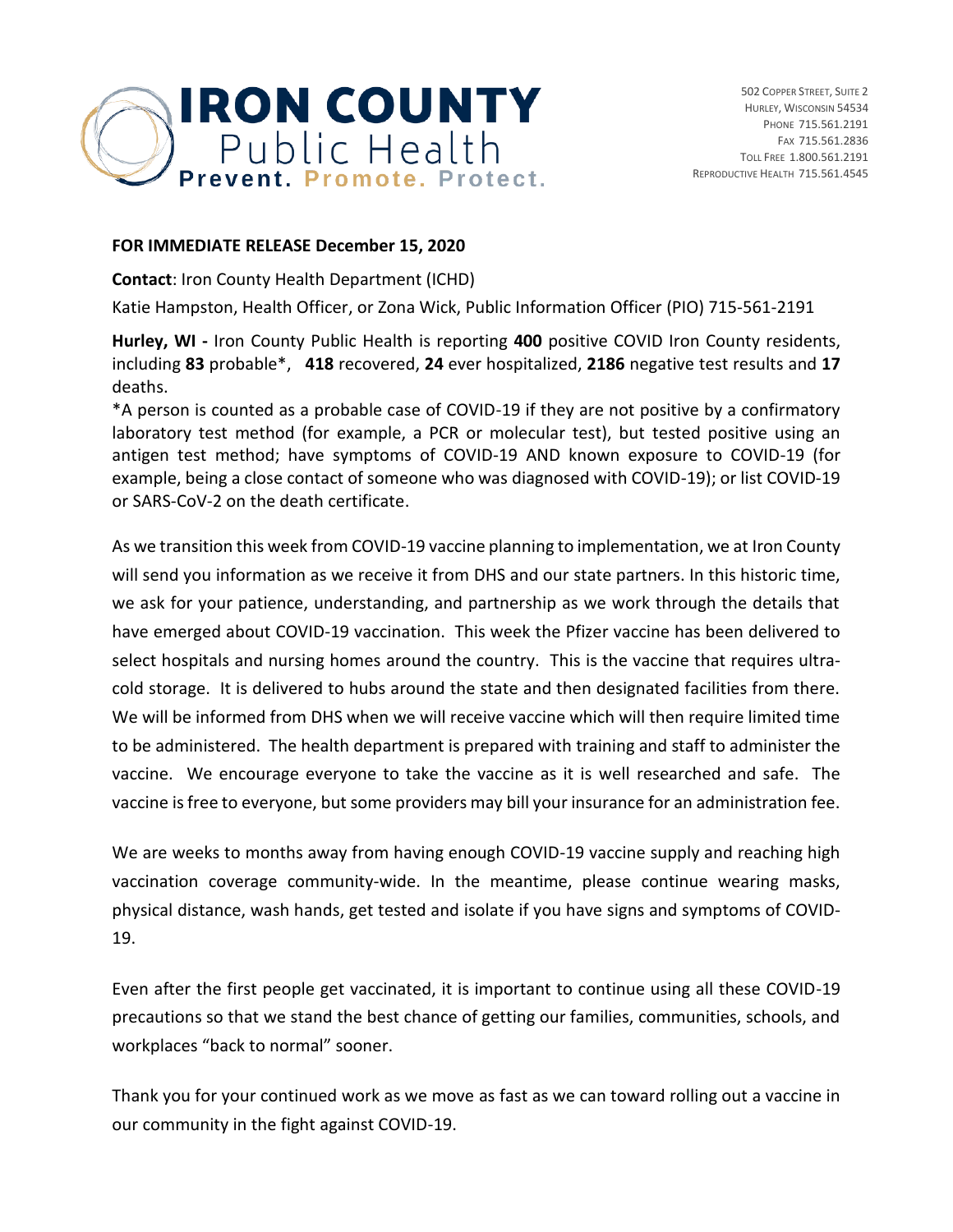# IRON COUNTY Public Health

**Prevent. Promote. Protect.**

502 Copper Street, Suite 2
Hurley, Wisconsin 54534
Phone 715.561.2191
Fax 715.561.2836
Toll Free 1.800.561.2191
Reproductive Health 715.561.4545

**FOR IMMEDIATE RELEASE December 15, 2020**

**Contact**: Iron County Health Department (ICHD)

Katie Hampston, Health Officer, or Zona Wick, Public Information Officer (PIO) 715-561-2191

**Hurley, WI -** Iron County Public Health is reporting **400** positive COVID Iron County residents, including **83** probable*, **418** recovered, **24** ever hospitalized, **2186** negative test results and **17** deaths.

*A person is counted as a probable case of COVID-19 if they are not positive by a confirmatory laboratory test method (for example, a PCR or molecular test), but tested positive using an antigen test method; have symptoms of COVID-19 AND known exposure to COVID-19 (for example, being a close contact of someone who was diagnosed with COVID-19); or list COVID-19 or SARS-CoV-2 on the death certificate.

As we transition this week from COVID-19 vaccine planning to implementation, we at Iron County will send you information as we receive it from DHS and our state partners. In this historic time, we ask for your patience, understanding, and partnership as we work through the details that have emerged about COVID-19 vaccination. This week the Pfizer vaccine has been delivered to select hospitals and nursing homes around the country. This is the vaccine that requires ultra-cold storage. It is delivered to hubs around the state and then designated facilities from there. We will be informed from DHS when we will receive vaccine which will then require limited time to be administered. The health department is prepared with training and staff to administer the vaccine. We encourage everyone to take the vaccine as it is well researched and safe. The vaccine is free to everyone, but some providers may bill your insurance for an administration fee.

We are weeks to months away from having enough COVID-19 vaccine supply and reaching high vaccination coverage community-wide. In the meantime, please continue wearing masks, physical distance, wash hands, get tested and isolate if you have signs and symptoms of COVID-19.

Even after the first people get vaccinated, it is important to continue using all these COVID-19 precautions so that we stand the best chance of getting our families, communities, schools, and workplaces "back to normal" sooner.

Thank you for your continued work as we move as fast as we can toward rolling out a vaccine in our community in the fight against COVID-19.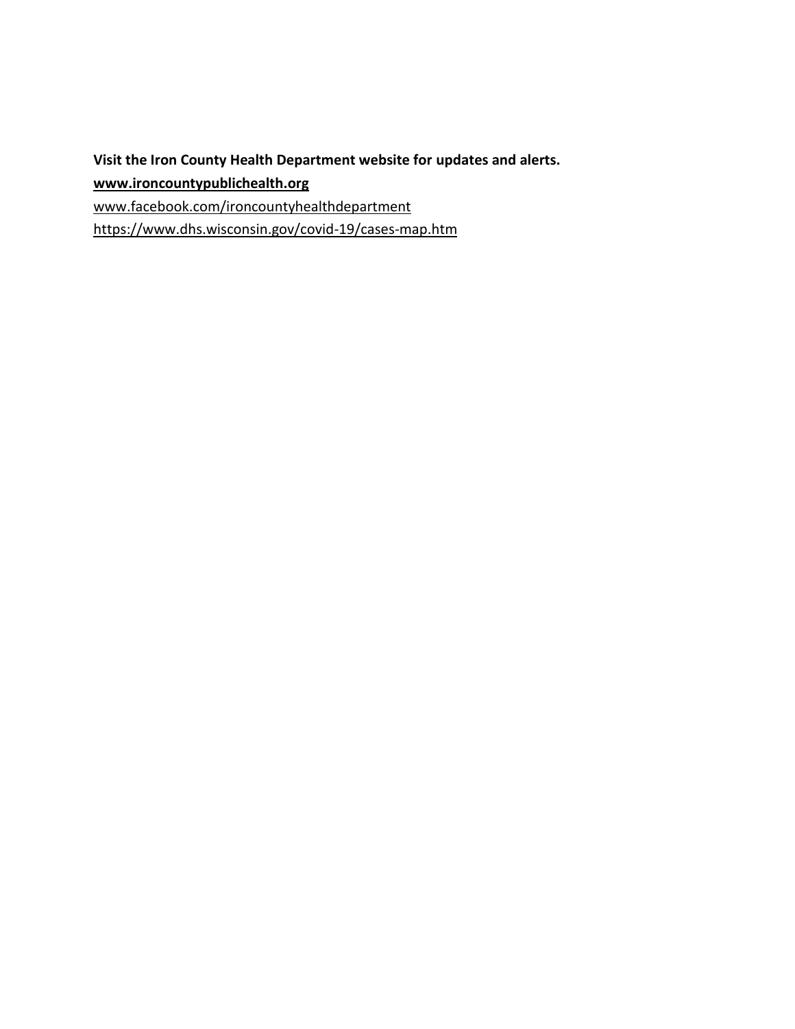**Visit the Iron County Health Department website for updates and alerts.**

**www.ironcountypublichealth.org**

www.facebook.com/ironcountyhealthdepartment

https://www.dhs.wisconsin.gov/covid-19/cases-map.htm